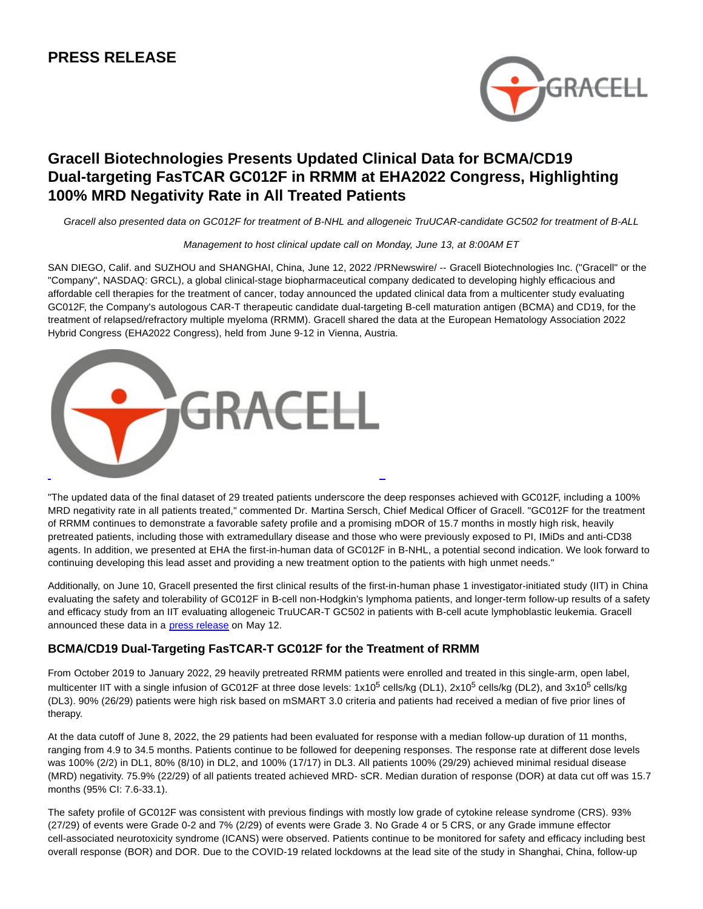# PRESS RELEASE

## Gracell Biotechnologies Presents Updated Clinical Data for BCMA/CD19 Dual-targeting FasTCAR GC012F in RRMM at EHA2022 Congress, Highlighting 100% MRD Negativity Rate in All Treated Patients

*Gracell also presented data on GC012F for treatment of B-NHL and allogeneic TruUCAR-candidate GC502 for treatment of B-ALL*

*Management to host clinical update call on Monday, June 13, at 8:00AM ET*

SAN DIEGO, Calif. and SUZHOU and SHANGHAI, China, June 12, 2022 /PRNewswire/ -- Gracell Biotechnologies Inc. ("Gracell" or the "Company", NASDAQ: GRCL), a global clinical-stage biopharmaceutical company dedicated to developing highly efficacious and affordable cell therapies for the treatment of cancer, today announced the updated clinical data from a multicenter study evaluating GC012F, the Company's autologous CAR-T therapeutic candidate dual-targeting B-cell maturation antigen (BCMA) and CD19, for the treatment of relapsed/refractory multiple myeloma (RRMM). Gracell shared the data at the European Hematology Association 2022 Hybrid Congress (EHA2022 Congress), held from June 9-12 in Vienna, Austria.

"The updated data of the final dataset of 29 treated patients underscore the deep responses achieved with GC012F, including a 100% MRD negativity rate in all patients treated," commented Dr. Martina Sersch, Chief Medical Officer of Gracell. "GC012F for the treatment of RRMM continues to demonstrate a favorable safety profile and a promising mDOR of 15.7 months in mostly high risk, heavily pretreated patients, including those with extramedullary disease and those who were previously exposed to PI, IMiDs and anti-CD38 agents. In addition, we presented at EHA the first-in-human data of GC012F in B-NHL, a potential second indication. We look forward to continuing developing this lead asset and providing a new treatment option to the patients with high unmet needs."

Additionally, on June 10, Gracell presented the first clinical results of the first-in-human phase 1 investigator-initiated study (IIT) in China evaluating the safety and tolerability of GC012F in B-cell non-Hodgkin's lymphoma patients, and longer-term follow-up results of a safety and efficacy study from an IIT evaluating allogeneic TruUCAR-T GC502 in patients with B-cell acute lymphoblastic leukemia. Gracell announced these data in a press release on May 12.

### BCMA/CD19 Dual-Targeting FasTCAR-T GC012F for the Treatment of RRMM

From October 2019 to January 2022, 29 heavily pretreated RRMM patients were enrolled and treated in this single-arm, open label, multicenter IIT with a single infusion of GC012F at three dose levels: $1 \times 10^5$ cells/kg (DL1), $2 \times 10^5$ cells/kg (DL2), and $3 \times 10^5$ cells/kg (DL3). 90% (26/29) patients were high risk based on mSMART 3.0 criteria and patients had received a median of five prior lines of therapy.

At the data cutoff of June 8, 2022, the 29 patients had been evaluated for response with a median follow-up duration of 11 months, ranging from 4.9 to 34.5 months. Patients continue to be followed for deepening responses. The response rate at different dose levels was 100% (2/2) in DL1, 80% (8/10) in DL2, and 100% (17/17) in DL3. All patients 100% (29/29) achieved minimal residual disease (MRD) negativity. 75.9% (22/29) of all patients treated achieved MRD- sCR. Median duration of response (DOR) at data cut off was 15.7 months (95% CI: 7.6-33.1).

The safety profile of GC012F was consistent with previous findings with mostly low grade of cytokine release syndrome (CRS). 93% (27/29) of events were Grade 0-2 and 7% (2/29) of events were Grade 3. No Grade 4 or 5 CRS, or any Grade immune effector cell-associated neurotoxicity syndrome (ICANS) were observed. Patients continue to be monitored for safety and efficacy including best overall response (BOR) and DOR. Due to the COVID-19 related lockdowns at the lead site of the study in Shanghai, China, follow-up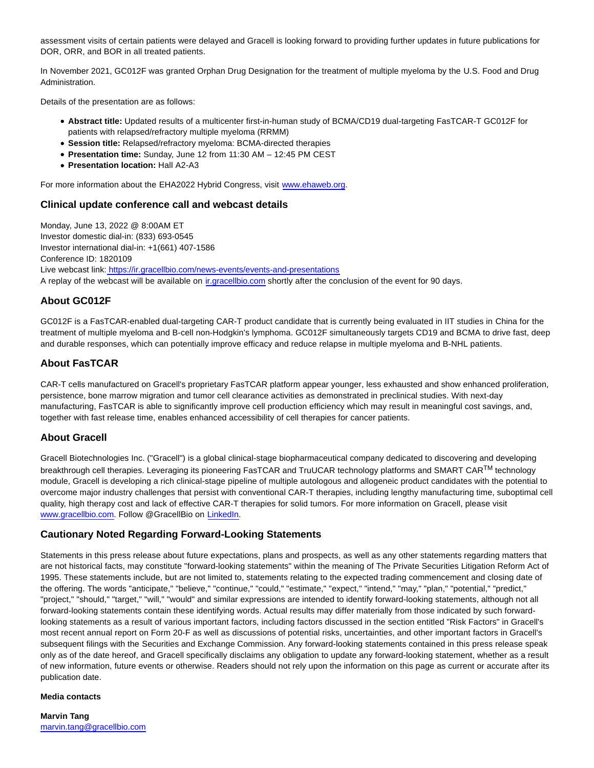assessment visits of certain patients were delayed and Gracell is looking forward to providing further updates in future publications for DOR, ORR, and BOR in all treated patients.

In November 2021, GC012F was granted Orphan Drug Designation for the treatment of multiple myeloma by the U.S. Food and Drug Administration.

Details of the presentation are as follows:

- **Abstract title:** Updated results of a multicenter first-in-human study of BCMA/CD19 dual-targeting FasTCAR-T GC012F for patients with relapsed/refractory multiple myeloma (RRMM)
- **Session title:** Relapsed/refractory myeloma: BCMA-directed therapies
- **Presentation time:** Sunday, June 12 from 11:30 AM – 12:45 PM CEST
- **Presentation location:** Hall A2-A3

For more information about the EHA2022 Hybrid Congress, visit www.ehaweb.org.

## Clinical update conference call and webcast details

Monday, June 13, 2022 @ 8:00AM ET
Investor domestic dial-in: (833) 693-0545
Investor international dial-in: +1(661) 407-1586
Conference ID: 1820109
Live webcast link: https://ir.gracellbio.com/news-events/events-and-presentations
A replay of the webcast will be available on ir.gracellbio.com shortly after the conclusion of the event for 90 days.

## About GC012F

GC012F is a FasTCAR-enabled dual-targeting CAR-T product candidate that is currently being evaluated in IIT studies in China for the treatment of multiple myeloma and B-cell non-Hodgkin's lymphoma. GC012F simultaneously targets CD19 and BCMA to drive fast, deep and durable responses, which can potentially improve efficacy and reduce relapse in multiple myeloma and B-NHL patients.

## About FasTCAR

CAR-T cells manufactured on Gracell's proprietary FasTCAR platform appear younger, less exhausted and show enhanced proliferation, persistence, bone marrow migration and tumor cell clearance activities as demonstrated in preclinical studies. With next-day manufacturing, FasTCAR is able to significantly improve cell production efficiency which may result in meaningful cost savings, and, together with fast release time, enables enhanced accessibility of cell therapies for cancer patients.

## About Gracell

Gracell Biotechnologies Inc. ("Gracell") is a global clinical-stage biopharmaceutical company dedicated to discovering and developing breakthrough cell therapies. Leveraging its pioneering FasTCAR and TruUCAR technology platforms and SMART CAR™ technology module, Gracell is developing a rich clinical-stage pipeline of multiple autologous and allogeneic product candidates with the potential to overcome major industry challenges that persist with conventional CAR-T therapies, including lengthy manufacturing time, suboptimal cell quality, high therapy cost and lack of effective CAR-T therapies for solid tumors. For more information on Gracell, please visit www.gracellbio.com. Follow @GracellBio on LinkedIn.

## Cautionary Noted Regarding Forward-Looking Statements

Statements in this press release about future expectations, plans and prospects, as well as any other statements regarding matters that are not historical facts, may constitute "forward-looking statements" within the meaning of The Private Securities Litigation Reform Act of 1995. These statements include, but are not limited to, statements relating to the expected trading commencement and closing date of the offering. The words "anticipate," "believe," "continue," "could," "estimate," "expect," "intend," "may," "plan," "potential," "predict," "project," "should," "target," "will," "would" and similar expressions are intended to identify forward-looking statements, although not all forward-looking statements contain these identifying words. Actual results may differ materially from those indicated by such forward-looking statements as a result of various important factors, including factors discussed in the section entitled "Risk Factors" in Gracell's most recent annual report on Form 20-F as well as discussions of potential risks, uncertainties, and other important factors in Gracell's subsequent filings with the Securities and Exchange Commission. Any forward-looking statements contained in this press release speak only as of the date hereof, and Gracell specifically disclaims any obligation to update any forward-looking statement, whether as a result of new information, future events or otherwise. Readers should not rely upon the information on this page as current or accurate after its publication date.

**Media contacts**

**Marvin Tang**
marvin.tang@gracellbio.com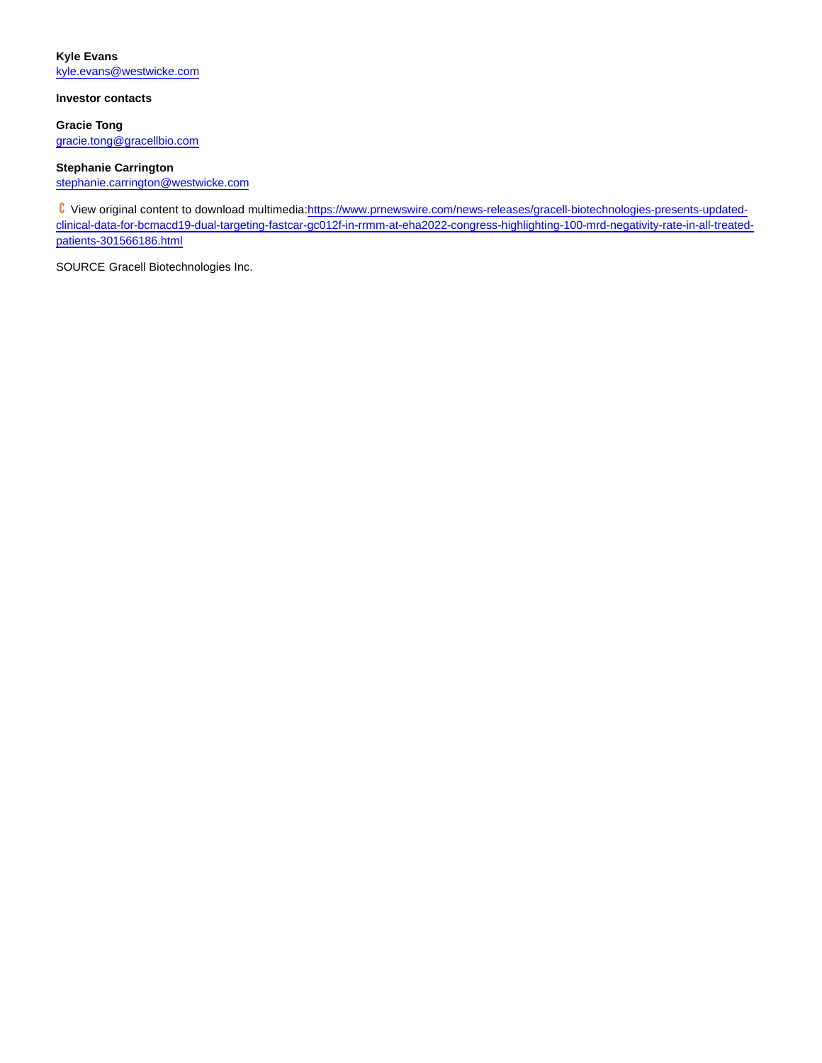**Kyle Evans**
kyle.evans@westwicke.com

**Investor contacts**

**Gracie Tong**
gracie.tong@gracellbio.com

**Stephanie Carrington**
stephanie.carrington@westwicke.com

View original content to download multimedia:https://www.prnewswire.com/news-releases/gracell-biotechnologies-presents-updated-clinical-data-for-bcmacd19-dual-targeting-fastcar-gc012f-in-rrmm-at-eha2022-congress-highlighting-100-mrd-negativity-rate-in-all-treated-patients-301566186.html

SOURCE Gracell Biotechnologies Inc.